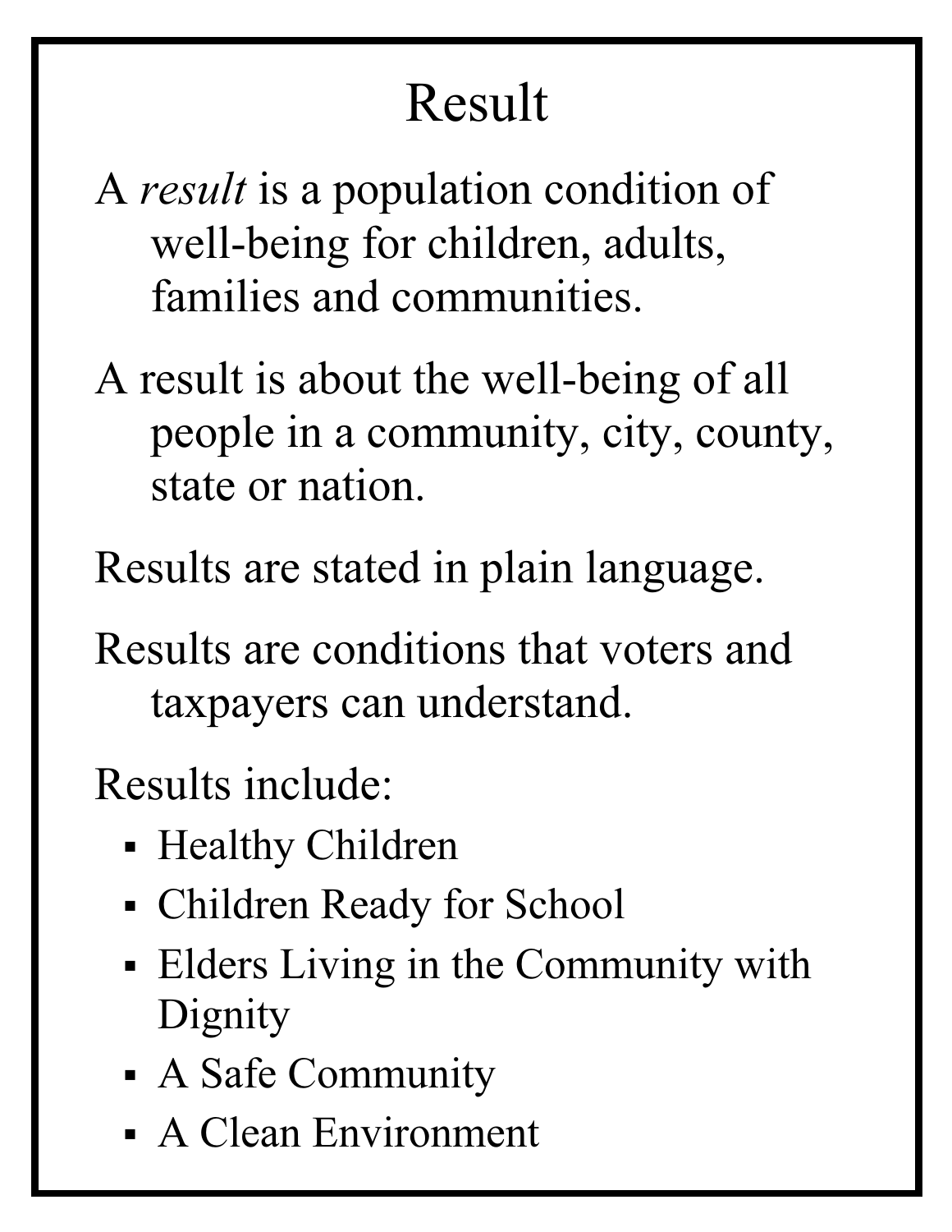# Result

A *result* is a population condition of well-being for children, adults, families and communities.

A result is about the well-being of all people in a community, city, county, state or nation.

Results are stated in plain language.

Results are conditions that voters and taxpayers can understand.

Results include:

- Healthy Children
- Children Ready for School
- Elders Living in the Community with Dignity
- A Safe Community
- A Clean Environment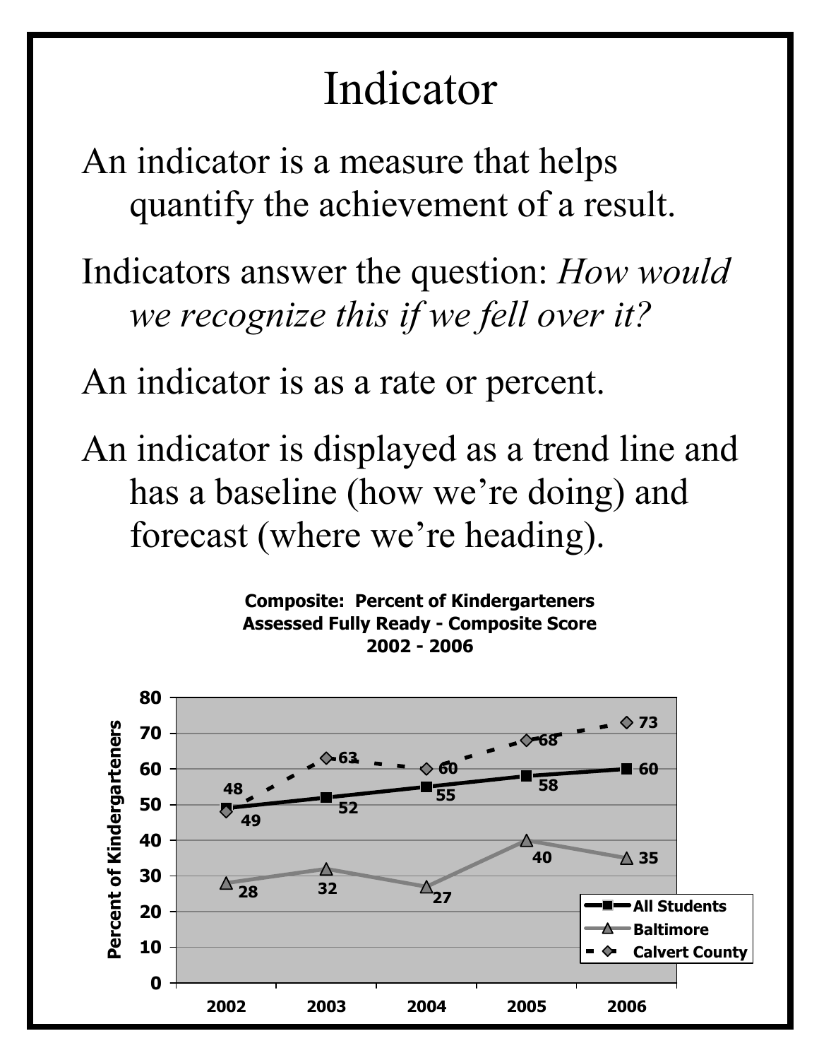# Indicator

An indicator is a measure that helps quantify the achievement of a result.

Indicators answer the question: *How would we recognize this if we fell over it?*

An indicator is as a rate or percent.

An indicator is displayed as a trend line and has a baseline (how we're doing) and forecast (where we're heading).

**Composite: Percent of Kindergarteners Assessed Fully Ready - Composite Score 2002 - 2006**

| Year | All Students | Baltimore | Calvert County |
|---|---|---|---|
| 2002 | 49 | 28 | 48 |
| 2003 | 52 | 32 | 63 |
| 2004 | 55 | 27 | 60 |
| 2005 | 58 | 40 | 68 |
| 2006 | 60 | 35 | 73 |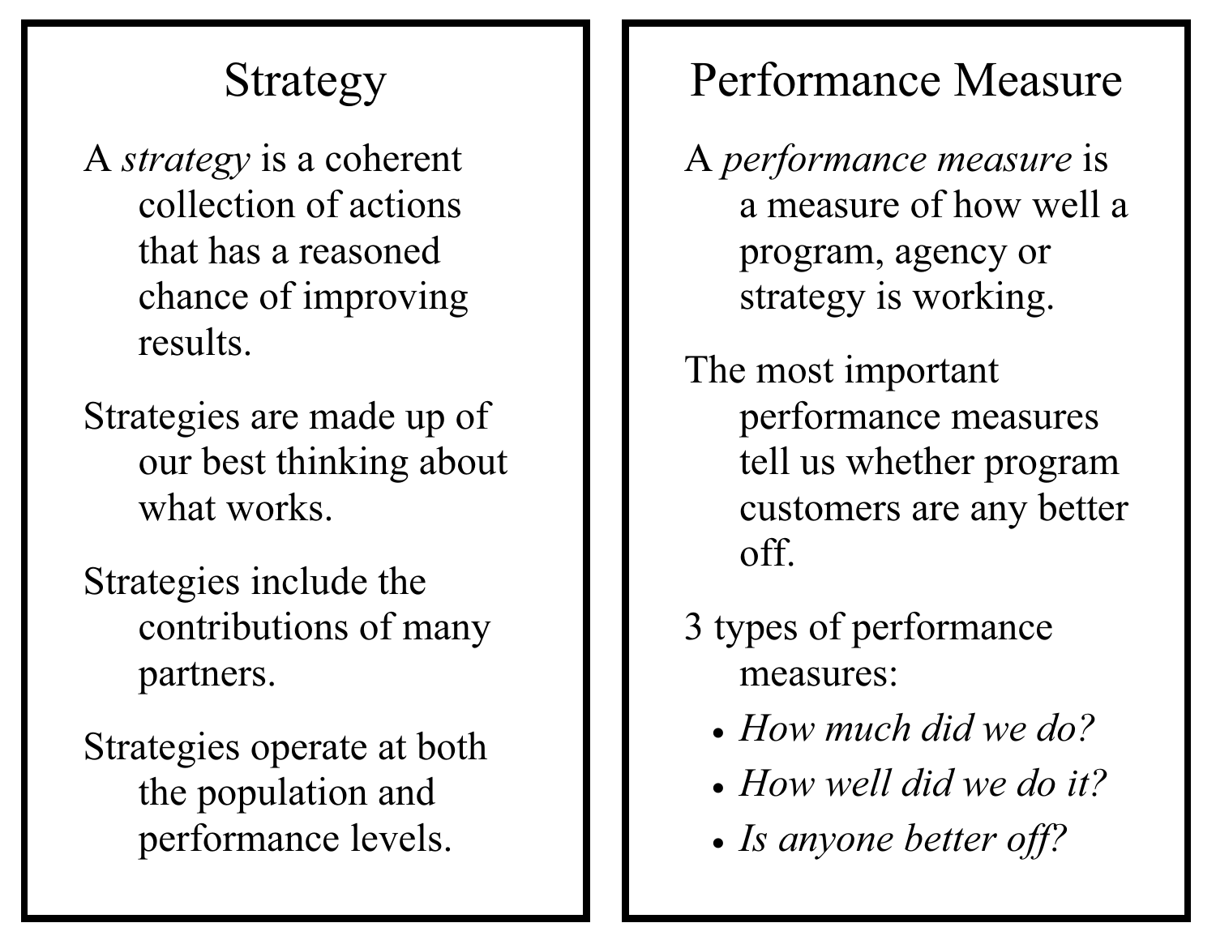## Strategy

A *strategy* is a coherent collection of actions that has a reasoned chance of improving results.

Strategies are made up of our best thinking about what works.

Strategies include the contributions of many partners.

Strategies operate at both the population and performance levels.

## Performance Measure

A *performance measure* is a measure of how well a program, agency or strategy is working.

The most important performance measures tell us whether program customers are any better off.

3 types of performance measures:

- *How much did we do?*
- *How well did we do it?*
- *Is anyone better off?*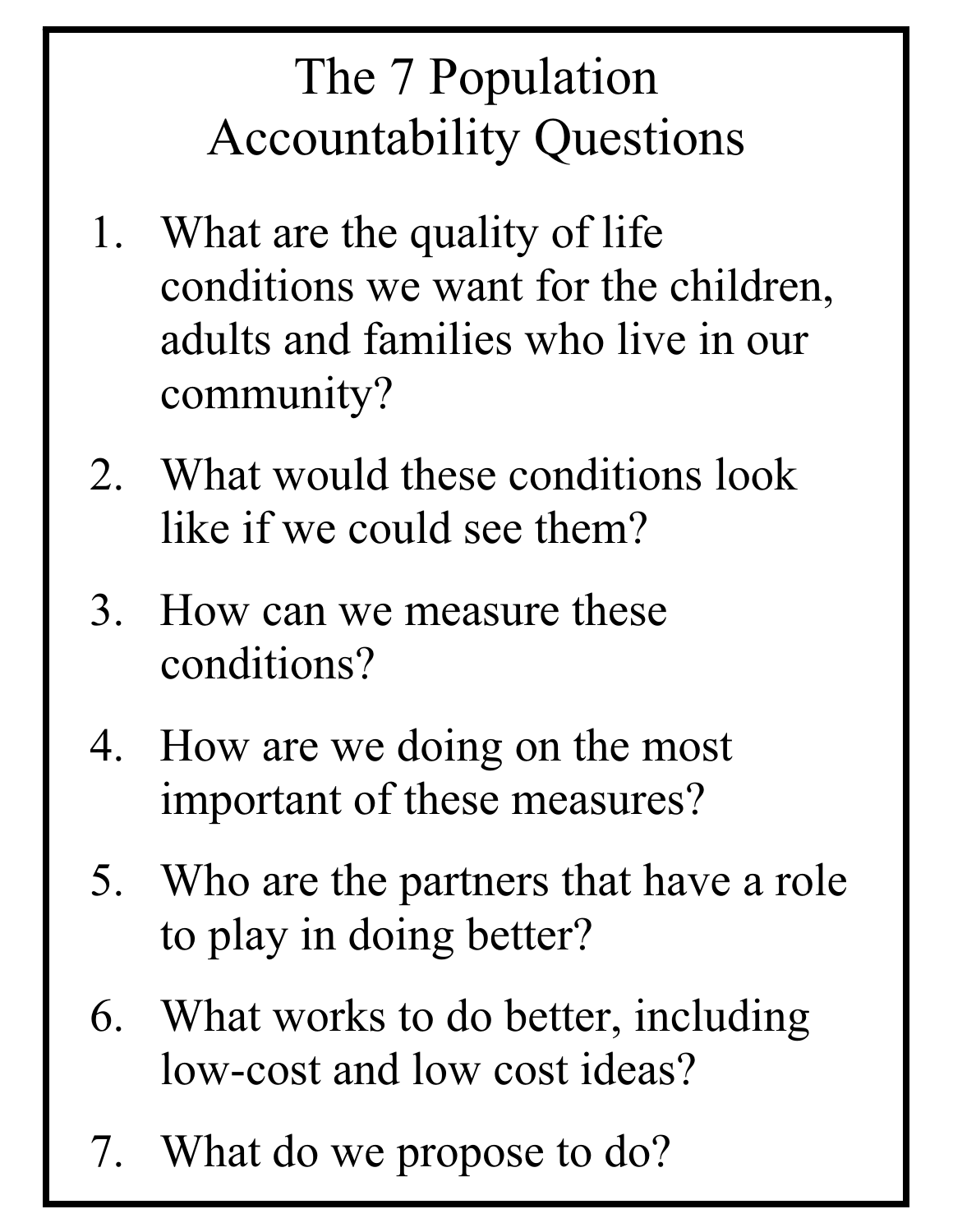# The 7 Population Accountability Questions

1. What are the quality of life conditions we want for the children, adults and families who live in our community?
2. What would these conditions look like if we could see them?
3. How can we measure these conditions?
4. How are we doing on the most important of these measures?
5. Who are the partners that have a role to play in doing better?
6. What works to do better, including low-cost and low cost ideas?
7. What do we propose to do?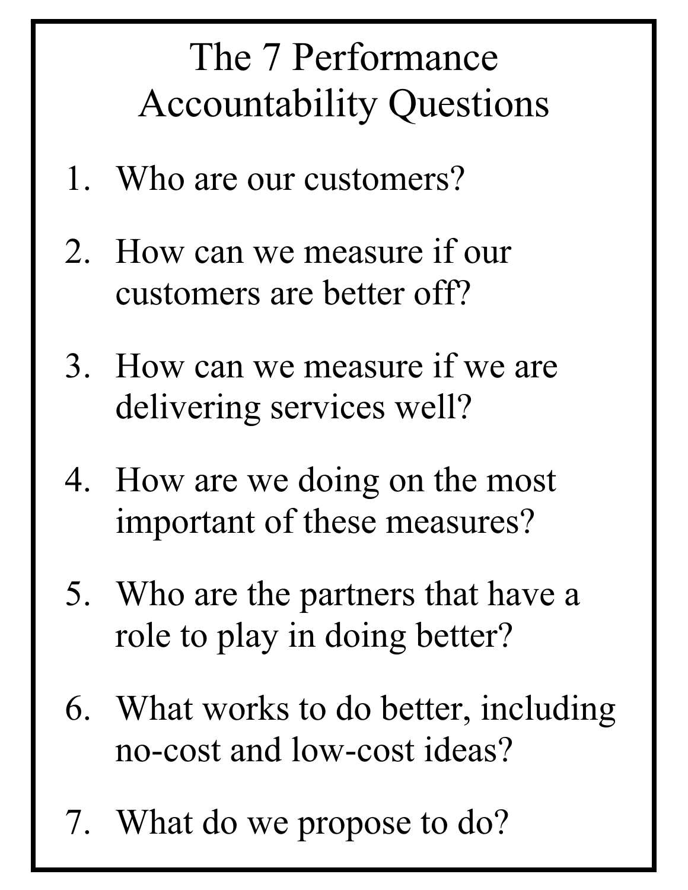# The 7 Performance Accountability Questions

1. Who are our customers?
2. How can we measure if our customers are better off?
3. How can we measure if we are delivering services well?
4. How are we doing on the most important of these measures?
5. Who are the partners that have a role to play in doing better?
6. What works to do better, including no-cost and low-cost ideas?
7. What do we propose to do?